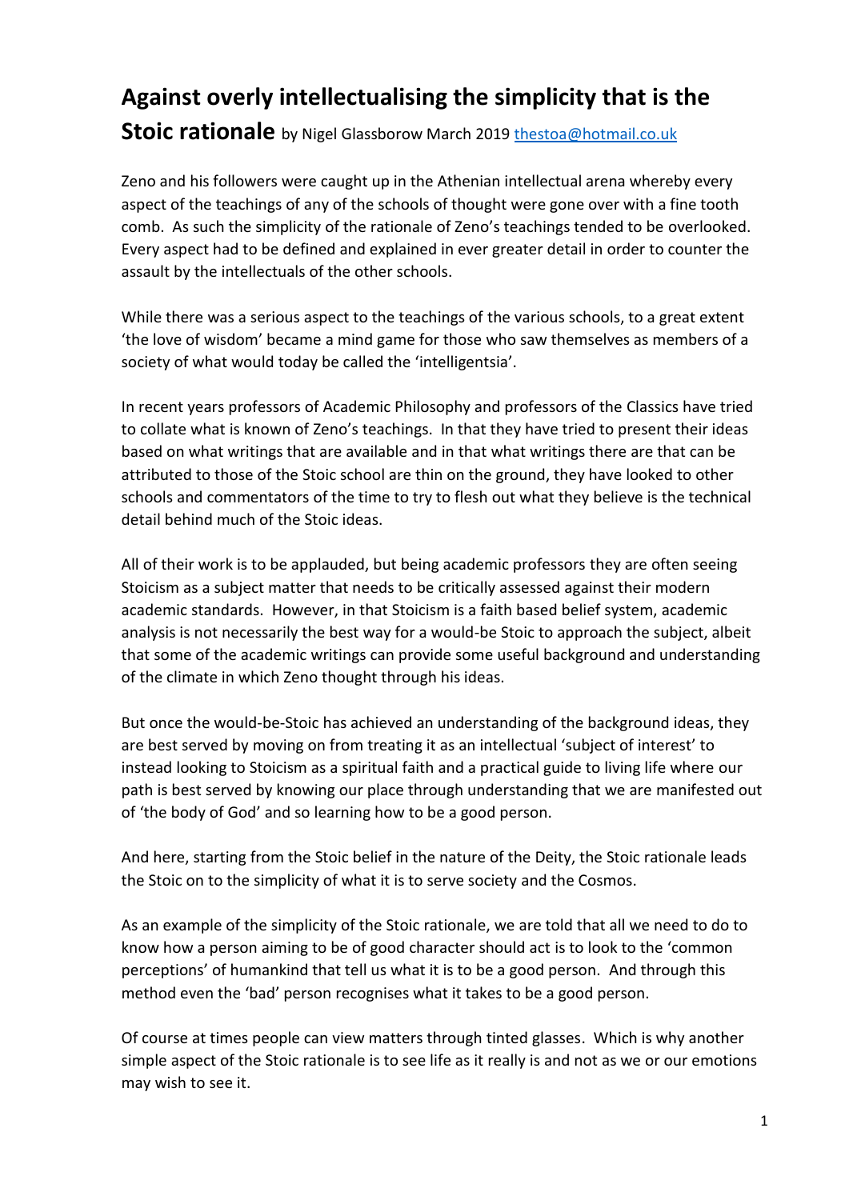# Against overly intellectualising the simplicity that is the Stoic rationale

by Nigel Glassborow March 2019 [thestoa@hotmail.co.uk](mailto:thestoa@hotmail.co.uk)

Zeno and his followers were caught up in the Athenian intellectual arena whereby every aspect of the teachings of any of the schools of thought were gone over with a fine tooth comb. As such the simplicity of the rationale of Zeno's teachings tended to be overlooked. Every aspect had to be defined and explained in ever greater detail in order to counter the assault by the intellectuals of the other schools.

While there was a serious aspect to the teachings of the various schools, to a great extent 'the love of wisdom' became a mind game for those who saw themselves as members of a society of what would today be called the 'intelligentsia'.

In recent years professors of Academic Philosophy and professors of the Classics have tried to collate what is known of Zeno's teachings. In that they have tried to present their ideas based on what writings that are available and in that what writings there are that can be attributed to those of the Stoic school are thin on the ground, they have looked to other schools and commentators of the time to try to flesh out what they believe is the technical detail behind much of the Stoic ideas.

All of their work is to be applauded, but being academic professors they are often seeing Stoicism as a subject matter that needs to be critically assessed against their modern academic standards. However, in that Stoicism is a faith based belief system, academic analysis is not necessarily the best way for a would-be Stoic to approach the subject, albeit that some of the academic writings can provide some useful background and understanding of the climate in which Zeno thought through his ideas.

But once the would-be-Stoic has achieved an understanding of the background ideas, they are best served by moving on from treating it as an intellectual 'subject of interest' to instead looking to Stoicism as a spiritual faith and a practical guide to living life where our path is best served by knowing our place through understanding that we are manifested out of 'the body of God' and so learning how to be a good person.

And here, starting from the Stoic belief in the nature of the Deity, the Stoic rationale leads the Stoic on to the simplicity of what it is to serve society and the Cosmos.

As an example of the simplicity of the Stoic rationale, we are told that all we need to do to know how a person aiming to be of good character should act is to look to the 'common perceptions' of humankind that tell us what it is to be a good person. And through this method even the 'bad' person recognises what it takes to be a good person.

Of course at times people can view matters through tinted glasses. Which is why another simple aspect of the Stoic rationale is to see life as it really is and not as we or our emotions may wish to see it.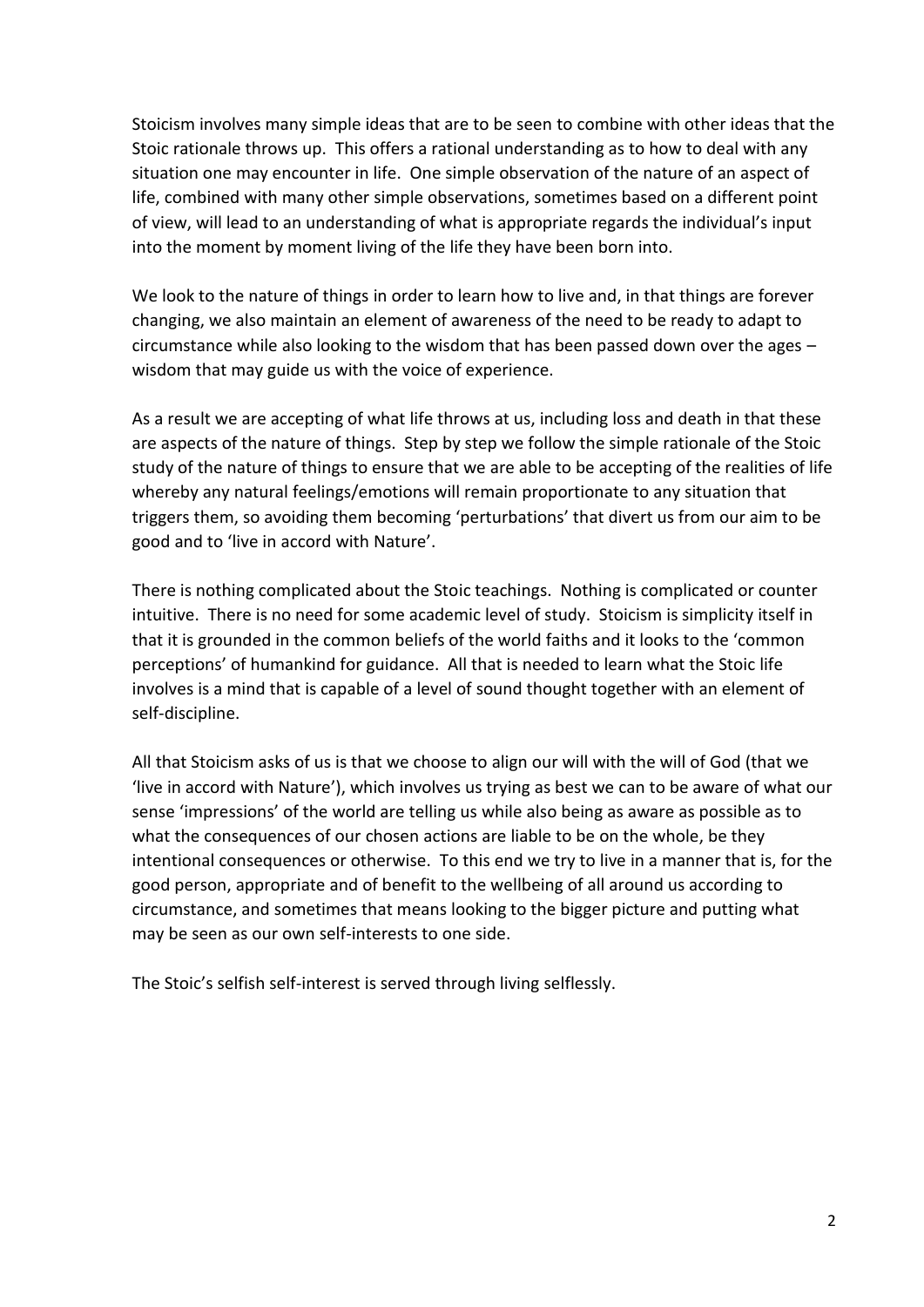Stoicism involves many simple ideas that are to be seen to combine with other ideas that the Stoic rationale throws up. This offers a rational understanding as to how to deal with any situation one may encounter in life. One simple observation of the nature of an aspect of life, combined with many other simple observations, sometimes based on a different point of view, will lead to an understanding of what is appropriate regards the individual's input into the moment by moment living of the life they have been born into.

We look to the nature of things in order to learn how to live and, in that things are forever changing, we also maintain an element of awareness of the need to be ready to adapt to circumstance while also looking to the wisdom that has been passed down over the ages – wisdom that may guide us with the voice of experience.

As a result we are accepting of what life throws at us, including loss and death in that these are aspects of the nature of things. Step by step we follow the simple rationale of the Stoic study of the nature of things to ensure that we are able to be accepting of the realities of life whereby any natural feelings/emotions will remain proportionate to any situation that triggers them, so avoiding them becoming 'perturbations' that divert us from our aim to be good and to 'live in accord with Nature'.

There is nothing complicated about the Stoic teachings. Nothing is complicated or counter intuitive. There is no need for some academic level of study. Stoicism is simplicity itself in that it is grounded in the common beliefs of the world faiths and it looks to the 'common perceptions' of humankind for guidance. All that is needed to learn what the Stoic life involves is a mind that is capable of a level of sound thought together with an element of self-discipline.

All that Stoicism asks of us is that we choose to align our will with the will of God (that we 'live in accord with Nature'), which involves us trying as best we can to be aware of what our sense 'impressions' of the world are telling us while also being as aware as possible as to what the consequences of our chosen actions are liable to be on the whole, be they intentional consequences or otherwise. To this end we try to live in a manner that is, for the good person, appropriate and of benefit to the wellbeing of all around us according to circumstance, and sometimes that means looking to the bigger picture and putting what may be seen as our own self-interests to one side.

The Stoic's selfish self-interest is served through living selflessly.